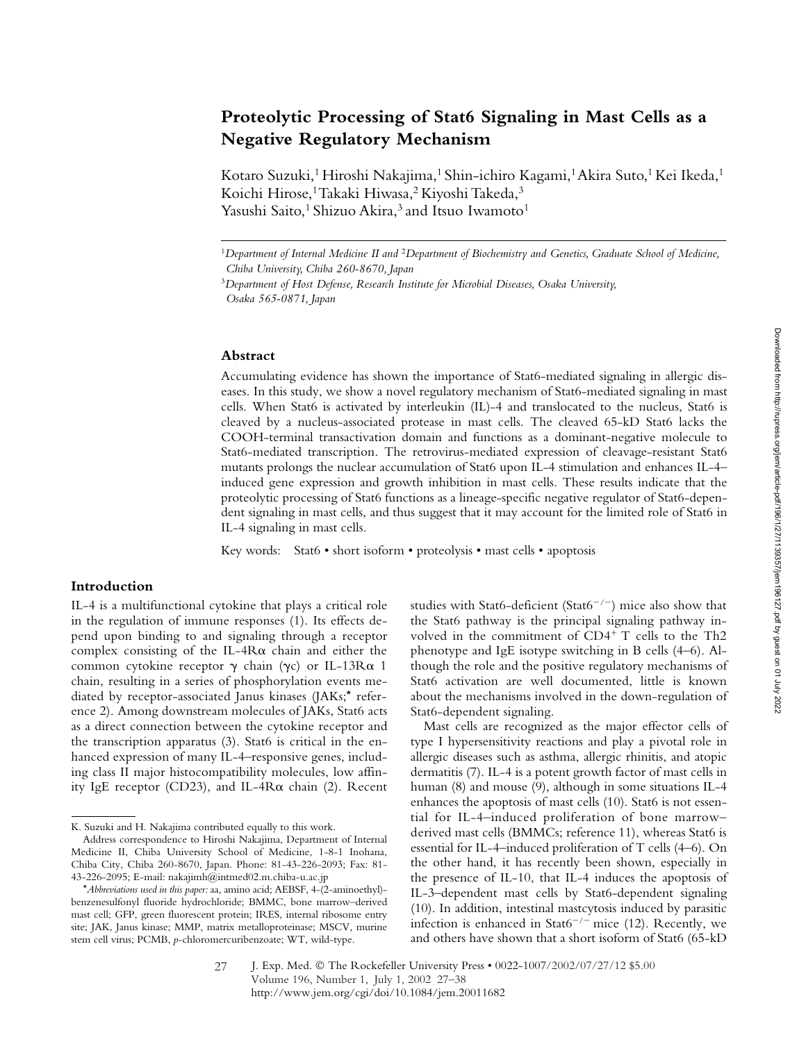# Proteolytic Processing of Stat6 Signaling in Mast Cells as a Negative Regulatory Mechanism

Kotaro Suzuki,[1] Hiroshi Nakajima,[1] Shin-ichiro Kagami,[1] Akira Suto,[1] Kei Ikeda,[1] Koichi Hirose,[1] Takaki Hiwasa,[2] Kiyoshi Takeda,[3] Yasushi Saito,[1] Shizuo Akira,[3] and Itsuo Iwamoto[1]

[1]*Department of Internal Medicine II and* [2]*Department of Biochemistry and Genetics, Graduate School of Medicine, Chiba University, Chiba 260-8670, Japan*

[3]*Department of Host Defense, Research Institute for Microbial Diseases, Osaka University, Osaka 565-0871, Japan*

## Abstract

Accumulating evidence has shown the importance of Stat6-mediated signaling in allergic diseases. In this study, we show a novel regulatory mechanism of Stat6-mediated signaling in mast cells. When Stat6 is activated by interleukin (IL)-4 and translocated to the nucleus, Stat6 is cleaved by a nucleus-associated protease in mast cells. The cleaved 65-kD Stat6 lacks the COOH-terminal transactivation domain and functions as a dominant-negative molecule to Stat6-mediated transcription. The retrovirus-mediated expression of cleavage-resistant Stat6 mutants prolongs the nuclear accumulation of Stat6 upon IL-4 stimulation and enhances IL-4–induced gene expression and growth inhibition in mast cells. These results indicate that the proteolytic processing of Stat6 functions as a lineage-specific negative regulator of Stat6-dependent signaling in mast cells, and thus suggest that it may account for the limited role of Stat6 in IL-4 signaling in mast cells.

Key words: Stat6 • short isoform • proteolysis • mast cells • apoptosis

## Introduction

IL-4 is a multifunctional cytokine that plays a critical role in the regulation of immune responses (1). Its effects depend upon binding to and signaling through a receptor complex consisting of the IL-4Rα chain and either the common cytokine receptor γ chain (γc) or IL-13Rα 1 chain, resulting in a series of phosphorylation events mediated by receptor-associated Janus kinases (JAKs;* reference 2). Among downstream molecules of JAKs, Stat6 acts as a direct connection between the cytokine receptor and the transcription apparatus (3). Stat6 is critical in the enhanced expression of many IL-4–responsive genes, including class II major histocompatibility molecules, low affinity IgE receptor (CD23), and IL-4Rα chain (2). Recent studies with Stat6-deficient (Stat6$^{-/-}$) mice also show that the Stat6 pathway is the principal signaling pathway involved in the commitment of CD4$^{+}$ T cells to the Th2 phenotype and IgE isotype switching in B cells (4–6). Although the role and the positive regulatory mechanisms of Stat6 activation are well documented, little is known about the mechanisms involved in the down-regulation of Stat6-dependent signaling.

Mast cells are recognized as the major effector cells of type I hypersensitivity reactions and play a pivotal role in allergic diseases such as asthma, allergic rhinitis, and atopic dermatitis (7). IL-4 is a potent growth factor of mast cells in human (8) and mouse (9), although in some situations IL-4 enhances the apoptosis of mast cells (10). Stat6 is not essential for IL-4–induced proliferation of bone marrow–derived mast cells (BMMCs; reference 11), whereas Stat6 is essential for IL-4–induced proliferation of T cells (4–6). On the other hand, it has recently been shown, especially in the presence of IL-10, that IL-4 induces the apoptosis of IL-3–dependent mast cells by Stat6-dependent signaling (10). In addition, intestinal mastcytosis induced by parasitic infection is enhanced in Stat6$^{-/-}$ mice (12). Recently, we and others have shown that a short isoform of Stat6 (65-kD

---

K. Suzuki and H. Nakajima contributed equally to this work.

Address correspondence to Hiroshi Nakajima, Department of Internal Medicine II, Chiba University School of Medicine, 1-8-1 Inohana, Chiba City, Chiba 260-8670, Japan. Phone: 81-43-226-2093; Fax: 81-43-226-2095; E-mail: nakajimh@intmed02.m.chiba-u.ac.jp

*Abbreviations used in this paper: aa, amino acid; AEBSF, 4-(2-aminoethyl)-benzenesulfonyl fluoride hydrochloride; BMMC, bone marrow–derived mast cell; GFP, green fluorescent protein; IRES, internal ribosome entry site; JAK, Janus kinase; MMP, matrix metalloproteinase; MSCV, murine stem cell virus; PCMB, p-chloromercuribenzoate; WT, wild-type.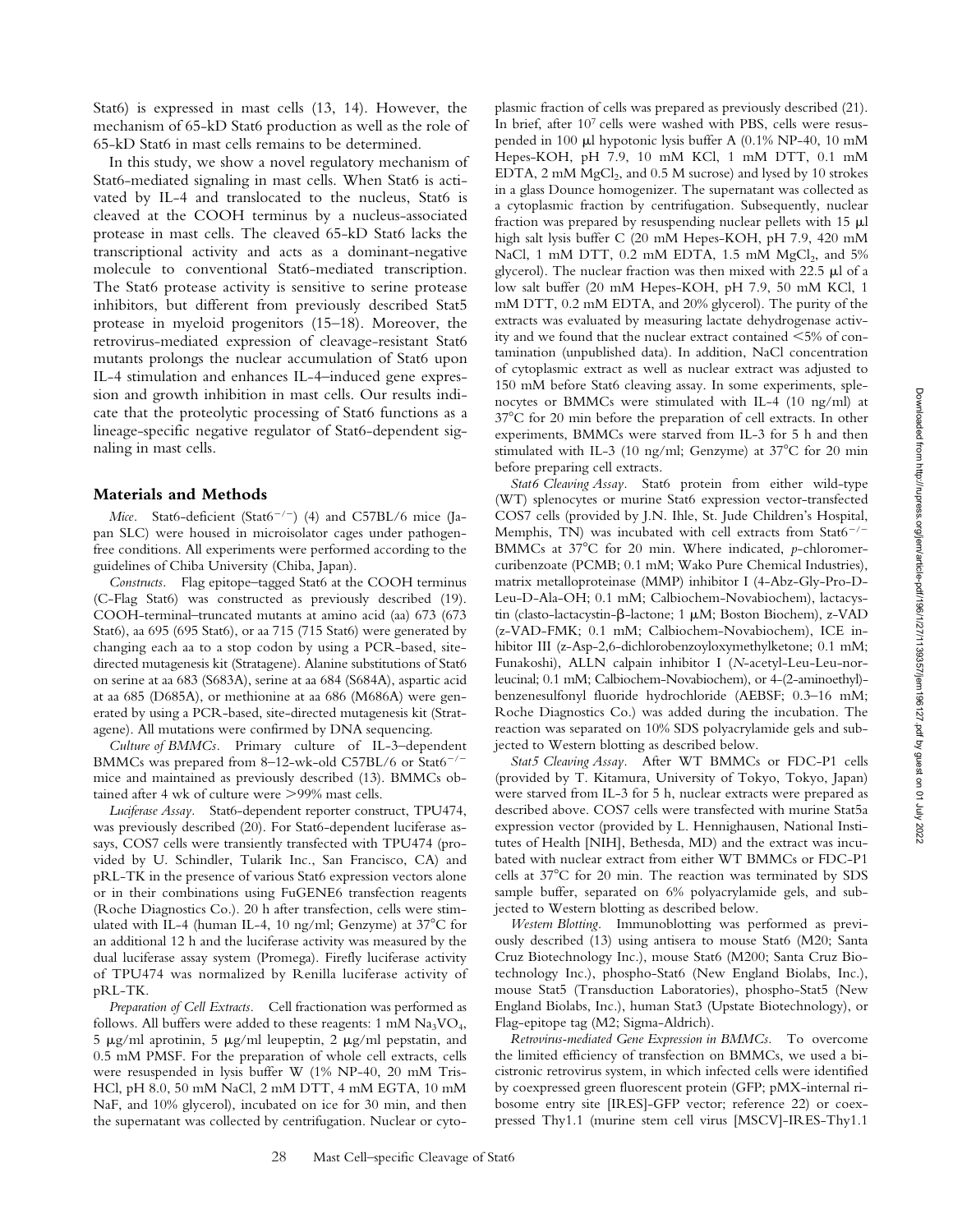Stat6) is expressed in mast cells (13, 14). However, the mechanism of 65-kD Stat6 production as well as the role of 65-kD Stat6 in mast cells remains to be determined.

In this study, we show a novel regulatory mechanism of Stat6-mediated signaling in mast cells. When Stat6 is activated by IL-4 and translocated to the nucleus, Stat6 is cleaved at the COOH terminus by a nucleus-associated protease in mast cells. The cleaved 65-kD Stat6 lacks the transcriptional activity and acts as a dominant-negative molecule to conventional Stat6-mediated transcription. The Stat6 protease activity is sensitive to serine protease inhibitors, but different from previously described Stat5 protease in myeloid progenitors (15–18). Moreover, the retrovirus-mediated expression of cleavage-resistant Stat6 mutants prolongs the nuclear accumulation of Stat6 upon IL-4 stimulation and enhances IL-4–induced gene expression and growth inhibition in mast cells. Our results indicate that the proteolytic processing of Stat6 functions as a lineage-specific negative regulator of Stat6-dependent signaling in mast cells.

## Materials and Methods

*Mice.* Stat6-deficient (Stat6$^{-/-}$) (4) and C57BL/6 mice (Japan SLC) were housed in microisolator cages under pathogen-free conditions. All experiments were performed according to the guidelines of Chiba University (Chiba, Japan).

*Constructs.* Flag epitope–tagged Stat6 at the COOH terminus (C-Flag Stat6) was constructed as previously described (19). COOH-terminal–truncated mutants at amino acid (aa) 673 (673 Stat6), aa 695 (695 Stat6), or aa 715 (715 Stat6) were generated by changing each aa to a stop codon by using a PCR-based, site-directed mutagenesis kit (Stratagene). Alanine substitutions of Stat6 on serine at aa 683 (S683A), serine at aa 684 (S684A), aspartic acid at aa 685 (D685A), or methionine at aa 686 (M686A) were generated by using a PCR-based, site-directed mutagenesis kit (Stratagene). All mutations were confirmed by DNA sequencing.

*Culture of BMMCs.* Primary culture of IL-3–dependent BMMCs was prepared from 8–12-wk-old C57BL/6 or Stat6$^{-/-}$ mice and maintained as previously described (13). BMMCs obtained after 4 wk of culture were >99% mast cells.

*Luciferase Assay.* Stat6-dependent reporter construct, TPU474, was previously described (20). For Stat6-dependent luciferase assays, COS7 cells were transiently transfected with TPU474 (provided by U. Schindler, Tularik Inc., San Francisco, CA) and pRL-TK in the presence of various Stat6 expression vectors alone or in their combinations using FuGENE6 transfection reagents (Roche Diagnostics Co.). 20 h after transfection, cells were stimulated with IL-4 (human IL-4, 10 ng/ml; Genzyme) at 37°C for an additional 12 h and the luciferase activity was measured by the dual luciferase assay system (Promega). Firefly luciferase activity of TPU474 was normalized by Renilla luciferase activity of pRL-TK.

*Preparation of Cell Extracts.* Cell fractionation was performed as follows. All buffers were added to these reagents: 1 mM $Na_3VO_4$, 5 μg/ml aprotinin, 5 μg/ml leupeptin, 2 μg/ml pepstatin, and 0.5 mM PMSF. For the preparation of whole cell extracts, cells were resuspended in lysis buffer W (1% NP-40, 20 mM Tris-HCl, pH 8.0, 50 mM NaCl, 2 mM DTT, 4 mM EGTA, 10 mM NaF, and 10% glycerol), incubated on ice for 30 min, and then the supernatant was collected by centrifugation. Nuclear or cytoplasmic fraction of cells was prepared as previously described (21). In brief, after $10^7$ cells were washed with PBS, cells were resuspended in 100 μl hypotonic lysis buffer A (0.1% NP-40, 10 mM Hepes-KOH, pH 7.9, 10 mM KCl, 1 mM DTT, 0.1 mM EDTA, 2 mM $MgCl_2$, and 0.5 M sucrose) and lysed by 10 strokes in a glass Dounce homogenizer. The supernatant was collected as a cytoplasmic fraction by centrifugation. Subsequently, nuclear fraction was prepared by resuspending nuclear pellets with 15 μl high salt lysis buffer C (20 mM Hepes-KOH, pH 7.9, 420 mM NaCl, 1 mM DTT, 0.2 mM EDTA, 1.5 mM $MgCl_2$, and 5% glycerol). The nuclear fraction was then mixed with 22.5 μl of a low salt buffer (20 mM Hepes-KOH, pH 7.9, 50 mM KCl, 1 mM DTT, 0.2 mM EDTA, and 20% glycerol). The purity of the extracts was evaluated by measuring lactate dehydrogenase activity and we found that the nuclear extract contained <5% of contamination (unpublished data). In addition, NaCl concentration of cytoplasmic extract as well as nuclear extract was adjusted to 150 mM before Stat6 cleaving assay. In some experiments, splenocytes or BMMCs were stimulated with IL-4 (10 ng/ml) at 37°C for 20 min before the preparation of cell extracts. In other experiments, BMMCs were starved from IL-3 for 5 h and then stimulated with IL-3 (10 ng/ml; Genzyme) at 37°C for 20 min before preparing cell extracts.

*Stat6 Cleaving Assay.* Stat6 protein from either wild-type (WT) splenocytes or murine Stat6 expression vector-transfected COS7 cells (provided by J.N. Ihle, St. Jude Children's Hospital, Memphis, TN) was incubated with cell extracts from Stat6$^{-/-}$ BMMCs at 37°C for 20 min. Where indicated, *p*-chloromercuribenzoate (PCMB; 0.1 mM; Wako Pure Chemical Industries), matrix metalloproteinase (MMP) inhibitor I (4-Abz-Gly-Pro-D-Leu-D-Ala-OH; 0.1 mM; Calbiochem-Novabiochem), lactacystin (clasto-lactacystin-β-lactone; 1 μM; Boston Biochem), z-VAD (z-VAD-FMK; 0.1 mM; Calbiochem-Novabiochem), ICE inhibitor III (z-Asp-2,6-dichlorobenzoyloxymethylketone; 0.1 mM; Funakoshi), ALLN calpain inhibitor I (*N*-acetyl-Leu-Leu-norleucinal; 0.1 mM; Calbiochem-Novabiochem), or 4-(2-aminoethyl)-benzenesulfonyl fluoride hydrochloride (AEBSF; 0.3–16 mM; Roche Diagnostics Co.) was added during the incubation. The reaction was separated on 10% SDS polyacrylamide gels and subjected to Western blotting as described below.

*Stat5 Cleaving Assay.* After WT BMMCs or FDC-P1 cells (provided by T. Kitamura, University of Tokyo, Tokyo, Japan) were starved from IL-3 for 5 h, nuclear extracts were prepared as described above. COS7 cells were transfected with murine Stat5a expression vector (provided by L. Hennighausen, National Institutes of Health [NIH], Bethesda, MD) and the extract was incubated with nuclear extract from either WT BMMCs or FDC-P1 cells at 37°C for 20 min. The reaction was terminated by SDS sample buffer, separated on 6% polyacrylamide gels, and subjected to Western blotting as described below.

*Western Blotting.* Immunoblotting was performed as previously described (13) using antisera to mouse Stat6 (M20; Santa Cruz Biotechnology Inc.), mouse Stat6 (M200; Santa Cruz Biotechnology Inc.), phospho-Stat6 (New England Biolabs, Inc.), mouse Stat5 (Transduction Laboratories), phospho-Stat5 (New England Biolabs, Inc.), human Stat3 (Upstate Biotechnology), or Flag-epitope tag (M2; Sigma-Aldrich).

*Retrovirus-mediated Gene Expression in BMMCs.* To overcome the limited efficiency of transfection on BMMCs, we used a bicistronic retrovirus system, in which infected cells were identified by coexpressed green fluorescent protein (GFP; pMX-internal ribosome entry site [IRES]-GFP vector; reference 22) or coexpressed Thy1.1 (murine stem cell virus [MSCV]-IRES-Thy1.1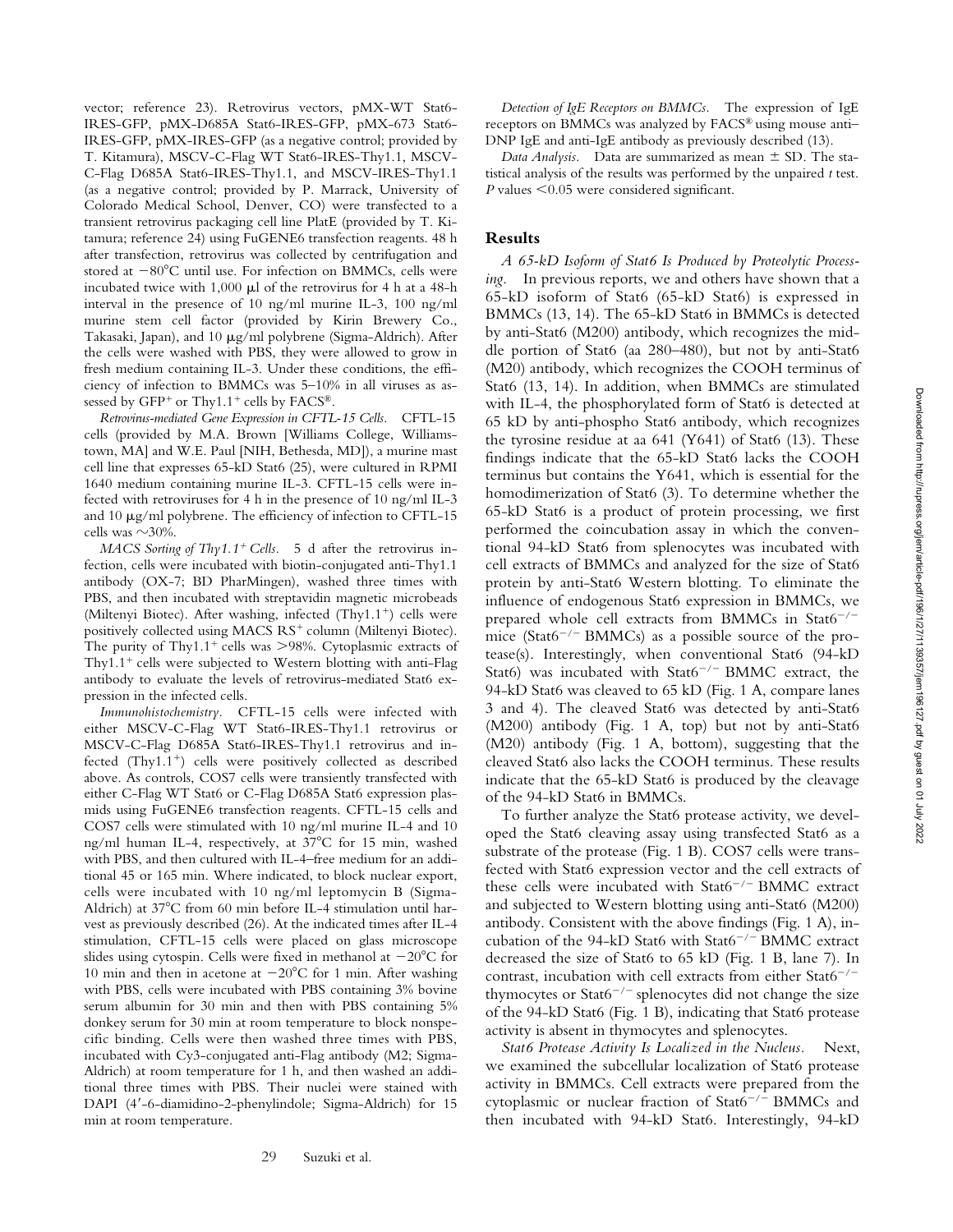vector; reference 23). Retrovirus vectors, pMX-WT Stat6-IRES-GFP, pMX-D685A Stat6-IRES-GFP, pMX-673 Stat6-IRES-GFP, pMX-IRES-GFP (as a negative control; provided by T. Kitamura), MSCV-C-Flag WT Stat6-IRES-Thy1.1, MSCV-C-Flag D685A Stat6-IRES-Thy1.1, and MSCV-IRES-Thy1.1 (as a negative control; provided by P. Marrack, University of Colorado Medical School, Denver, CO) were transfected to a transient retrovirus packaging cell line PlatE (provided by T. Kitamura; reference 24) using FuGENE6 transfection reagents. 48 h after transfection, retrovirus was collected by centrifugation and stored at −80°C until use. For infection on BMMCs, cells were incubated twice with 1,000 μl of the retrovirus for 4 h at a 48-h interval in the presence of 10 ng/ml murine IL-3, 100 ng/ml murine stem cell factor (provided by Kirin Brewery Co., Takasaki, Japan), and 10 μg/ml polybrene (Sigma-Aldrich). After the cells were washed with PBS, they were allowed to grow in fresh medium containing IL-3. Under these conditions, the efficiency of infection to BMMCs was 5–10% in all viruses as assessed by $GFP^+$ or Thy1.$1^+$ cells by FACS®.

*Retrovirus-mediated Gene Expression in CFTL-15 Cells.* CFTL-15 cells (provided by M.A. Brown [Williams College, Williamstown, MA] and W.E. Paul [NIH, Bethesda, MD]), a murine mast cell line that expresses 65-kD Stat6 (25), were cultured in RPMI 1640 medium containing murine IL-3. CFTL-15 cells were infected with retroviruses for 4 h in the presence of 10 ng/ml IL-3 and 10 μg/ml polybrene. The efficiency of infection to CFTL-15 cells was ~30%.

*MACS Sorting of Thy1.1⁺ Cells.* 5 d after the retrovirus infection, cells were incubated with biotin-conjugated anti-Thy1.1 antibody (OX-7; BD PharMingen), washed three times with PBS, and then incubated with streptavidin magnetic microbeads (Miltenyi Biotec). After washing, infected (Thy1.$1^+$) cells were positively collected using MACS RS⁺ column (Miltenyi Biotec). The purity of Thy1.$1^+$ cells was >98%. Cytoplasmic extracts of Thy1.$1^+$ cells were subjected to Western blotting with anti-Flag antibody to evaluate the levels of retrovirus-mediated Stat6 expression in the infected cells.

*Immunohistochemistry.* CFTL-15 cells were infected with either MSCV-C-Flag WT Stat6-IRES-Thy1.1 retrovirus or MSCV-C-Flag D685A Stat6-IRES-Thy1.1 retrovirus and infected (Thy1.$1^+$) cells were positively collected as described above. As controls, COS7 cells were transiently transfected with either C-Flag WT Stat6 or C-Flag D685A Stat6 expression plasmids using FuGENE6 transfection reagents. CFTL-15 cells and COS7 cells were stimulated with 10 ng/ml murine IL-4 and 10 ng/ml human IL-4, respectively, at 37°C for 15 min, washed with PBS, and then cultured with IL-4–free medium for an additional 45 or 165 min. Where indicated, to block nuclear export, cells were incubated with 10 ng/ml leptomycin B (Sigma-Aldrich) at 37°C from 60 min before IL-4 stimulation until harvest as previously described (26). At the indicated times after IL-4 stimulation, CFTL-15 cells were placed on glass microscope slides using cytospin. Cells were fixed in methanol at −20°C for 10 min and then in acetone at −20°C for 1 min. After washing with PBS, cells were incubated with PBS containing 3% bovine serum albumin for 30 min and then with PBS containing 5% donkey serum for 30 min at room temperature to block nonspecific binding. Cells were then washed three times with PBS, incubated with Cy3-conjugated anti-Flag antibody (M2; Sigma-Aldrich) at room temperature for 1 h, and then washed an additional three times with PBS. Their nuclei were stained with DAPI (4′-6-diamidino-2-phenylindole; Sigma-Aldrich) for 15 min at room temperature.

*Detection of IgE Receptors on BMMCs.* The expression of IgE receptors on BMMCs was analyzed by FACS® using mouse anti–DNP IgE and anti-IgE antibody as previously described (13).

*Data Analysis.* Data are summarized as mean ± SD. The statistical analysis of the results was performed by the unpaired *t* test. *P* values <0.05 were considered significant.

## Results

*A 65-kD Isoform of Stat6 Is Produced by Proteolytic Processing.* In previous reports, we and others have shown that a 65-kD isoform of Stat6 (65-kD Stat6) is expressed in BMMCs (13, 14). The 65-kD Stat6 in BMMCs is detected by anti-Stat6 (M200) antibody, which recognizes the middle portion of Stat6 (aa 280–480), but not by anti-Stat6 (M20) antibody, which recognizes the COOH terminus of Stat6 (13, 14). In addition, when BMMCs are stimulated with IL-4, the phosphorylated form of Stat6 is detected at 65 kD by anti-phospho Stat6 antibody, which recognizes the tyrosine residue at aa 641 (Y641) of Stat6 (13). These findings indicate that the 65-kD Stat6 lacks the COOH terminus but contains the Y641, which is essential for the homodimerization of Stat6 (3). To determine whether the 65-kD Stat6 is a product of protein processing, we first performed the coincubation assay in which the conventional 94-kD Stat6 from splenocytes was incubated with cell extracts of BMMCs and analyzed for the size of Stat6 protein by anti-Stat6 Western blotting. To eliminate the influence of endogenous Stat6 expression in BMMCs, we prepared whole cell extracts from BMMCs in $Stat6^{-/-}$ mice ($Stat6^{-/-}$ BMMCs) as a possible source of the protease(s). Interestingly, when conventional Stat6 (94-kD Stat6) was incubated with $Stat6^{-/-}$ BMMC extract, the 94-kD Stat6 was cleaved to 65 kD (Fig. 1 A, compare lanes 3 and 4). The cleaved Stat6 was detected by anti-Stat6 (M200) antibody (Fig. 1 A, top) but not by anti-Stat6 (M20) antibody (Fig. 1 A, bottom), suggesting that the cleaved Stat6 also lacks the COOH terminus. These results indicate that the 65-kD Stat6 is produced by the cleavage of the 94-kD Stat6 in BMMCs.

To further analyze the Stat6 protease activity, we developed the Stat6 cleaving assay using transfected Stat6 as a substrate of the protease (Fig. 1 B). COS7 cells were transfected with Stat6 expression vector and the cell extracts of these cells were incubated with $Stat6^{-/-}$ BMMC extract and subjected to Western blotting using anti-Stat6 (M200) antibody. Consistent with the above findings (Fig. 1 A), incubation of the 94-kD Stat6 with $Stat6^{-/-}$ BMMC extract decreased the size of Stat6 to 65 kD (Fig. 1 B, lane 7). In contrast, incubation with cell extracts from either $Stat6^{-/-}$ thymocytes or $Stat6^{-/-}$ splenocytes did not change the size of the 94-kD Stat6 (Fig. 1 B), indicating that Stat6 protease activity is absent in thymocytes and splenocytes.

*Stat6 Protease Activity Is Localized in the Nucleus.* Next, we examined the subcellular localization of Stat6 protease activity in BMMCs. Cell extracts were prepared from the cytoplasmic or nuclear fraction of $Stat6^{-/-}$ BMMCs and then incubated with 94-kD Stat6. Interestingly, 94-kD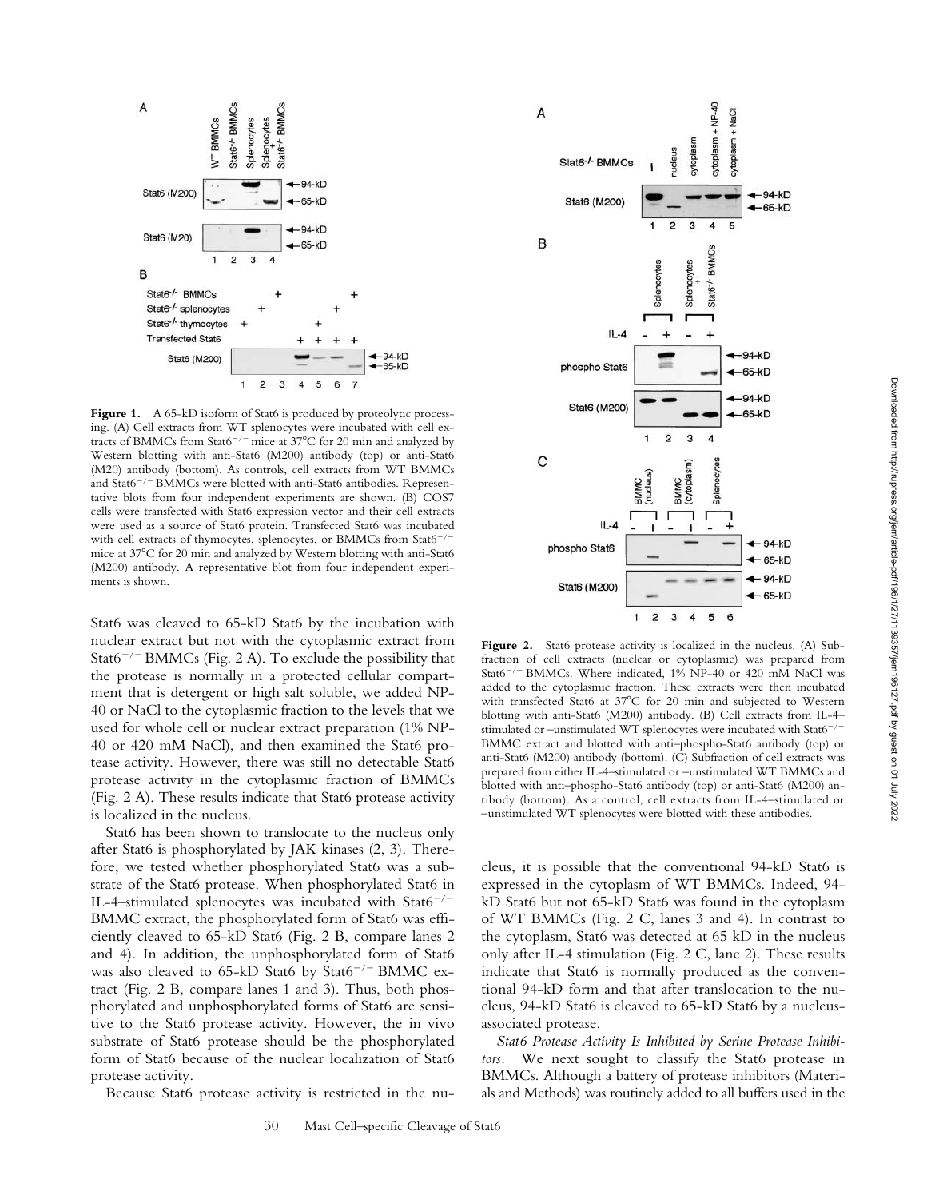**Figure 1.** A 65-kD isoform of Stat6 is produced by proteolytic processing. (A) Cell extracts from WT splenocytes were incubated with cell extracts of BMMCs from Stat6$^{-/-}$ mice at 37°C for 20 min and analyzed by Western blotting with anti-Stat6 (M200) antibody (top) or anti-Stat6 (M20) antibody (bottom). As controls, cell extracts from WT BMMCs and Stat6$^{-/-}$ BMMCs were blotted with anti-Stat6 antibodies. Representative blots from four independent experiments are shown. (B) COS7 cells were transfected with Stat6 expression vector and their cell extracts were used as a source of Stat6 protein. Transfected Stat6 was incubated with cell extracts of thymocytes, splenocytes, or BMMCs from Stat6$^{-/-}$ mice at 37°C for 20 min and analyzed by Western blotting with anti-Stat6 (M200) antibody. A representative blot from four independent experiments is shown.

**Figure 2.** Stat6 protease activity is localized in the nucleus. (A) Subfraction of cell extracts (nuclear or cytoplasmic) was prepared from Stat6$^{-/-}$ BMMCs. Where indicated, 1% NP-40 or 420 mM NaCl was added to the cytoplasmic fraction. These extracts were then incubated with transfected Stat6 at 37°C for 20 min and subjected to Western blotting with anti-Stat6 (M200) antibody. (B) Cell extracts from IL-4–stimulated or –unstimulated WT splenocytes were incubated with Stat6$^{-/-}$ BMMC extract and blotted with anti–phospho-Stat6 antibody (top) or anti-Stat6 (M200) antibody (bottom). (C) Subfraction of cell extracts was prepared from either IL-4–stimulated or –unstimulated WT BMMCs and blotted with anti–phospho-Stat6 antibody (top) or anti-Stat6 (M200) antibody (bottom). As a control, cell extracts from IL-4–stimulated or –unstimulated WT splenocytes were blotted with these antibodies.

Stat6 was cleaved to 65-kD Stat6 by the incubation with nuclear extract but not with the cytoplasmic extract from Stat6$^{-/-}$ BMMCs (Fig. 2 A). To exclude the possibility that the protease is normally in a protected cellular compartment that is detergent or high salt soluble, we added NP-40 or NaCl to the cytoplasmic fraction to the levels that we used for whole cell or nuclear extract preparation (1% NP-40 or 420 mM NaCl), and then examined the Stat6 protease activity. However, there was still no detectable Stat6 protease activity in the cytoplasmic fraction of BMMCs (Fig. 2 A). These results indicate that Stat6 protease activity is localized in the nucleus.

Stat6 has been shown to translocate to the nucleus only after Stat6 is phosphorylated by JAK kinases (2, 3). Therefore, we tested whether phosphorylated Stat6 was a substrate of the Stat6 protease. When phosphorylated Stat6 in IL-4–stimulated splenocytes was incubated with Stat6$^{-/-}$ BMMC extract, the phosphorylated form of Stat6 was efficiently cleaved to 65-kD Stat6 (Fig. 2 B, compare lanes 2 and 4). In addition, the unphosphorylated form of Stat6 was also cleaved to 65-kD Stat6 by Stat6$^{-/-}$ BMMC extract (Fig. 2 B, compare lanes 1 and 3). Thus, both phosphorylated and unphosphorylated forms of Stat6 are sensitive to the Stat6 protease activity. However, the in vivo substrate of Stat6 protease should be the phosphorylated form of Stat6 because of the nuclear localization of Stat6 protease activity.

Because Stat6 protease activity is restricted in the nucleus, it is possible that the conventional 94-kD Stat6 is expressed in the cytoplasm of WT BMMCs. Indeed, 94-kD Stat6 but not 65-kD Stat6 was found in the cytoplasm of WT BMMCs (Fig. 2 C, lanes 3 and 4). In contrast to the cytoplasm, Stat6 was detected at 65 kD in the nucleus only after IL-4 stimulation (Fig. 2 C, lane 2). These results indicate that Stat6 is normally produced as the conventional 94-kD Stat6 and that after translocation to the nucleus, 94-kD Stat6 is cleaved to 65-kD Stat6 by a nucleus-associated protease.

*Stat6 Protease Activity Is Inhibited by Serine Protease Inhibitors.* We next sought to classify the Stat6 protease in BMMCs. Although a battery of protease inhibitors (Materials and Methods) was routinely added to all buffers used in the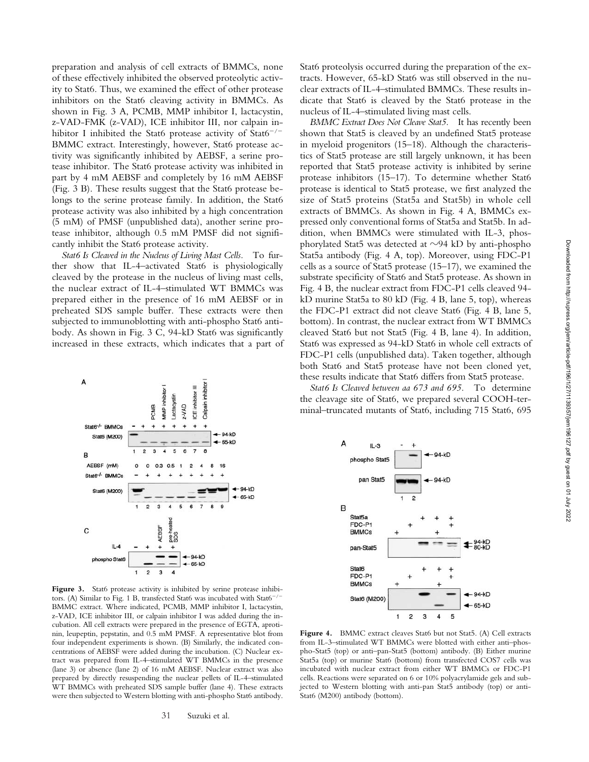preparation and analysis of cell extracts of BMMCs, none of these effectively inhibited the observed proteolytic activity to Stat6. Thus, we examined the effect of other protease inhibitors on the Stat6 cleaving activity in BMMCs. As shown in Fig. 3 A, PCMB, MMP inhibitor I, lactacystin, z-VAD-FMK (z-VAD), ICE inhibitor III, nor calpain inhibitor I inhibited the Stat6 protease activity of Stat6$^{-/-}$ BMMC extract. Interestingly, however, Stat6 protease activity was significantly inhibited by AEBSF, a serine protease inhibitor. The Stat6 protease activity was inhibited in part by 4 mM AEBSF and completely by 16 mM AEBSF (Fig. 3 B). These results suggest that the Stat6 protease belongs to the serine protease family. In addition, the Stat6 protease activity was also inhibited by a high concentration (5 mM) of PMSF (unpublished data), another serine protease inhibitor, although 0.5 mM PMSF did not significantly inhibit the Stat6 protease activity.

*Stat6 Is Cleaved in the Nucleus of Living Mast Cells.* To further show that IL-4–activated Stat6 is physiologically cleaved by the protease in the nucleus of living mast cells, the nuclear extract of IL-4–stimulated WT BMMCs was prepared either in the presence of 16 mM AEBSF or in preheated SDS sample buffer. These extracts were then subjected to immunoblotting with anti-phospho Stat6 antibody. As shown in Fig. 3 C, 94-kD Stat6 was significantly increased in these extracts, which indicates that a part of Stat6 proteolysis occurred during the preparation of the extracts. However, 65-kD Stat6 was still observed in the nuclear extracts of IL-4–stimulated BMMCs. These results indicate that Stat6 is cleaved by the Stat6 protease in the nucleus of IL-4–stimulated living mast cells.

**Figure 3.** Stat6 protease activity is inhibited by serine protease inhibitors. (A) Similar to Fig. 1 B, transfected Stat6 was incubated with Stat6$^{-/-}$ BMMC extract. Where indicated, PCMB, MMP inhibitor I, lactacystin, z-VAD, ICE inhibitor III, or calpain inhibitor I was added during the incubation. All cell extracts were prepared in the presence of EGTA, aprotinin, leupeptin, pepstatin, and 0.5 mM PMSF. A representative blot from four independent experiments is shown. (B) Similarly, the indicated concentrations of AEBSF were added during the incubation. (C) Nuclear extract was prepared from IL-4–stimulated WT BMMCs in the presence (lane 3) or absence (lane 2) of 16 mM AEBSF. Nuclear extract was also prepared by directly resuspending the nuclear pellets of IL-4–stimulated WT BMMCs with preheated SDS sample buffer (lane 4). These extracts were then subjected to Western blotting with anti-phospho Stat6 antibody.

*BMMC Extract Does Not Cleave Stat5.* It has recently been shown that Stat5 is cleaved by an undefined Stat5 protease in myeloid progenitors (15–18). Although the characteristics of Stat5 protease are still largely unknown, it has been reported that Stat5 protease activity is inhibited by serine protease inhibitors (15–17). To determine whether Stat6 protease is identical to Stat5 protease, we first analyzed the size of Stat5 proteins (Stat5a and Stat5b) in whole cell extracts of BMMCs. As shown in Fig. 4 A, BMMCs expressed only conventional forms of Stat5a and Stat5b. In addition, when BMMCs were stimulated with IL-3, phosphorylated Stat5 was detected at ~94 kD by anti-phospho Stat5a antibody (Fig. 4 A, top). Moreover, using FDC-P1 cells as a source of Stat5 protease (15–17), we examined the substrate specificity of Stat6 and Stat5 protease. As shown in Fig. 4 B, the nuclear extract from FDC-P1 cells cleaved 94-kD murine Stat5a to 80 kD (Fig. 4 B, lane 5, top), whereas the FDC-P1 extract did not cleave Stat6 (Fig. 4 B, lane 5, bottom). In contrast, the nuclear extract from WT BMMCs cleaved Stat6 but not Stat5 (Fig. 4 B, lane 4). In addition, Stat6 was expressed as 94-kD Stat6 in whole cell extracts of FDC-P1 cells (unpublished data). Taken together, although both Stat6 and Stat5 protease have not been cloned yet, these results indicate that Stat6 differs from Stat5 protease.

*Stat6 Is Cleaved between aa 673 and 695.* To determine the cleavage site of Stat6, we prepared several COOH-terminal–truncated mutants of Stat6, including 715 Stat6, 695

**Figure 4.** BMMC extract cleaves Stat6 but not Stat5. (A) Cell extracts from IL-3–stimulated WT BMMCs were blotted with either anti–phospho-Stat5 (top) or anti–pan-Stat5 (bottom) antibody. (B) Either murine Stat5a (top) or murine Stat6 (bottom) from transfected COS7 cells was incubated with nuclear extract from either WT BMMCs or FDC-P1 cells. Reactions were separated on 6 or 10% polyacrylamide gels and subjected to Western blotting with anti-pan Stat5 antibody (top) or anti-Stat6 (M200) antibody (bottom).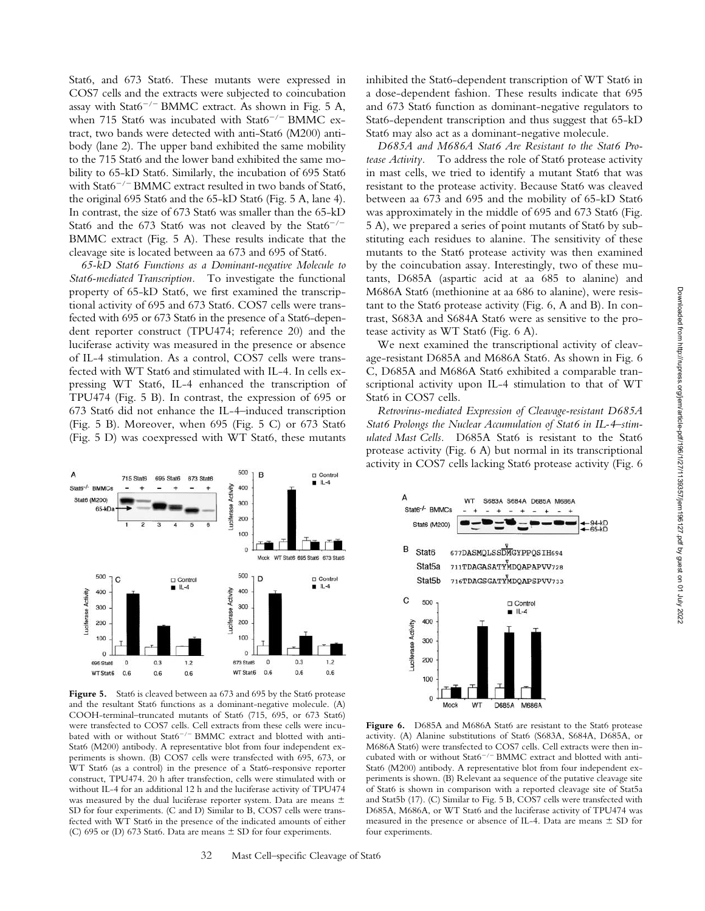Stat6, and 673 Stat6. These mutants were expressed in COS7 cells and the extracts were subjected to coincubation assay with Stat6$^{-/-}$ BMMC extract. As shown in Fig. 5 A, when 715 Stat6 was incubated with Stat6$^{-/-}$ BMMC extract, two bands were detected with anti-Stat6 (M200) antibody (lane 2). The upper band exhibited the same mobility to the 715 Stat6 and the lower band exhibited the same mobility to 65-kD Stat6. Similarly, the incubation of 695 Stat6 with Stat6$^{-/-}$ BMMC extract resulted in two bands of Stat6, the original 695 Stat6 and the 65-kD Stat6 (Fig. 5 A, lane 4). In contrast, the size of 673 Stat6 was smaller than the 65-kD Stat6 and the 673 Stat6 was not cleaved by the Stat6$^{-/-}$ BMMC extract (Fig. 5 A). These results indicate that the cleavage site is located between aa 673 and 695 of Stat6.

*65-kD Stat6 Functions as a Dominant-negative Molecule to Stat6-mediated Transcription.* To investigate the functional property of 65-kD Stat6, we first examined the transcriptional activity of 695 and 673 Stat6. COS7 cells were transfected with 695 or 673 Stat6 in the presence of a Stat6-dependent reporter construct (TPU474; reference 20) and the luciferase activity was measured in the presence or absence of IL-4 stimulation. As a control, COS7 cells were transfected with WT Stat6 and stimulated with IL-4. In cells expressing WT Stat6, IL-4 enhanced the transcription of TPU474 (Fig. 5 B). In contrast, the expression of 695 or 673 Stat6 did not enhance the IL-4–induced transcription (Fig. 5 B). Moreover, when 695 (Fig. 5 C) or 673 Stat6 (Fig. 5 D) was coexpressed with WT Stat6, these mutants inhibited the Stat6-dependent transcription of WT Stat6 in a dose-dependent fashion. These results indicate that 695 and 673 Stat6 function as dominant-negative regulators to Stat6-dependent transcription and thus suggest that 65-kD Stat6 may also act as a dominant-negative molecule.

**Figure 5.** Stat6 is cleaved between aa 673 and 695 by the Stat6 protease and the resultant Stat6 functions as a dominant-negative molecule. (A) COOH-terminal–truncated mutants of Stat6 (715, 695, or 673 Stat6) were transfected to COS7 cells. Cell extracts from these cells were incubated with or without Stat6$^{-/-}$ BMMC extract and blotted with anti-Stat6 (M200) antibody. A representative blot from four independent experiments is shown. (B) COS7 cells were transfected with 695, 673, or WT Stat6 (as a control) in the presence of a Stat6-responsive reporter construct, TPU474. 20 h after transfection, cells were stimulated with or without IL-4 for an additional 12 h and the luciferase activity of TPU474 was measured by the dual luciferase reporter system. Data are means ± SD for four experiments. (C and D) Similar to B, COS7 cells were transfected with WT Stat6 in the presence of the indicated amounts of either (C) 695 or (D) 673 Stat6. Data are means ± SD for four experiments.

*D685A and M686A Stat6 Are Resistant to the Stat6 Protease Activity.* To address the role of Stat6 protease activity in mast cells, we tried to identify a mutant Stat6 that was resistant to the protease activity. Because Stat6 was cleaved between aa 673 and 695 and the mobility of 65-kD Stat6 was approximately in the middle of 695 and 673 Stat6 (Fig. 5 A), we prepared a series of point mutants of Stat6 by substituting each residues to alanine. The sensitivity of these mutants to the Stat6 protease activity was then examined by the coincubation assay. Interestingly, two of these mutants, D685A (aspartic acid at aa 685 to alanine) and M686A Stat6 (methionine at aa 686 to alanine), were resistant to the Stat6 protease activity (Fig. 6, A and B). In contrast, S683A and S684A Stat6 were as sensitive to the protease activity as WT Stat6 (Fig. 6 A).

We next examined the transcriptional activity of cleavage-resistant D685A and M686A Stat6. As shown in Fig. 6 C, D685A and M686A Stat6 exhibited a comparable transcriptional activity upon IL-4 stimulation to that of WT Stat6 in COS7 cells.

*Retrovirus-mediated Expression of Cleavage-resistant D685A Stat6 Prolongs the Nuclear Accumulation of Stat6 in IL-4–stimulated Mast Cells.* D685A Stat6 is resistant to the Stat6 protease activity (Fig. 6 A) but normal in its transcriptional activity in COS7 cells lacking Stat6 protease activity (Fig. 6

**Figure 6.** D685A and M686A Stat6 are resistant to the Stat6 protease activity. (A) Alanine substitutions of Stat6 (S683A, S684A, D685A, or M686A Stat6) were transfected to COS7 cells. Cell extracts were then incubated with or without Stat6$^{-/-}$ BMMC extract and blotted with anti-Stat6 (M200) antibody. A representative blot from four independent experiments is shown. (B) Relevant aa sequence of the putative cleavage site of Stat6 is shown in comparison with a reported cleavage site of Stat5a and Stat5b (17). (C) Similar to Fig. 5 B, COS7 cells were transfected with D685A, M686A, or WT Stat6 and the luciferase activity of TPU474 was measured in the presence or absence of IL-4. Data are means ± SD for four experiments.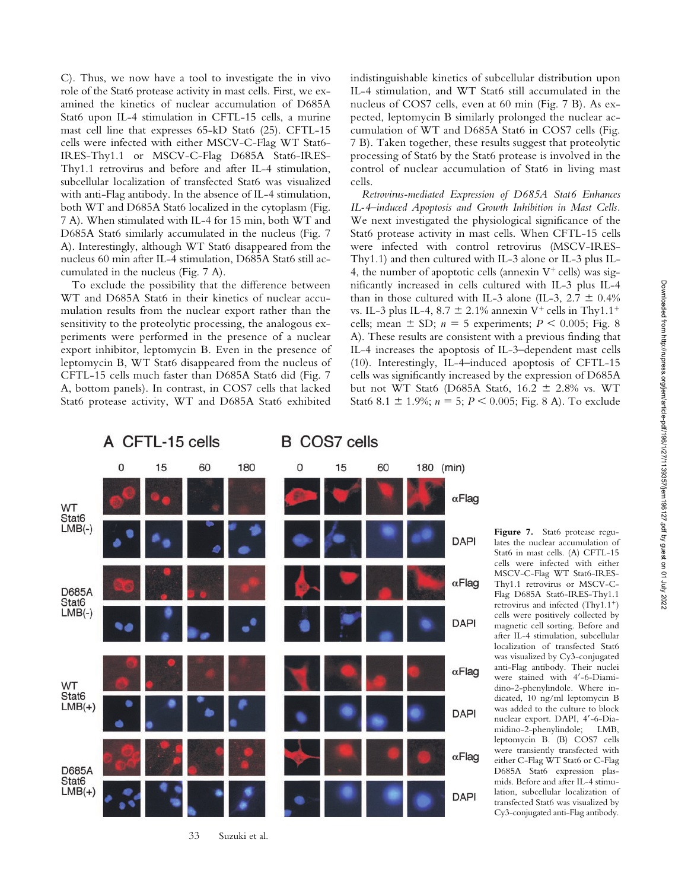C). Thus, we now have a tool to investigate the in vivo role of the Stat6 protease activity in mast cells. First, we examined the kinetics of nuclear accumulation of D685A Stat6 upon IL-4 stimulation in CFTL-15 cells, a murine mast cell line that expresses 65-kD Stat6 (25). CFTL-15 cells were infected with either MSCV-C-Flag WT Stat6-IRES-Thy1.1 or MSCV-C-Flag D685A Stat6-IRES-Thy1.1 retrovirus and before and after IL-4 stimulation, subcellular localization of transfected Stat6 was visualized with anti-Flag antibody. In the absence of IL-4 stimulation, both WT and D685A Stat6 localized in the cytoplasm (Fig. 7 A). When stimulated with IL-4 for 15 min, both WT and D685A Stat6 similarly accumulated in the nucleus (Fig. 7 A). Interestingly, although WT Stat6 disappeared from the nucleus 60 min after IL-4 stimulation, D685A Stat6 still accumulated in the nucleus (Fig. 7 A).

To exclude the possibility that the difference between WT and D685A Stat6 in their kinetics of nuclear accumulation results from the nuclear export rather than the sensitivity to the proteolytic processing, the analogous experiments were performed in the presence of a nuclear export inhibitor, leptomycin B. Even in the presence of leptomycin B, WT Stat6 disappeared from the nucleus of CFTL-15 cells much faster than D685A Stat6 did (Fig. 7 A, bottom panels). In contrast, in COS7 cells that lacked Stat6 protease activity, WT and D685A Stat6 exhibited indistinguishable kinetics of subcellular distribution upon IL-4 stimulation, and WT Stat6 still accumulated in the nucleus of COS7 cells, even at 60 min (Fig. 7 B). As expected, leptomycin B similarly prolonged the nuclear accumulation of WT and D685A Stat6 in COS7 cells (Fig. 7 B). Taken together, these results suggest that proteolytic processing of Stat6 by the Stat6 protease is involved in the control of nuclear accumulation of Stat6 in living mast cells.

*Retrovirus-mediated Expression of D685A Stat6 Enhances IL-4–induced Apoptosis and Growth Inhibition in Mast Cells.* We next investigated the physiological significance of the Stat6 protease activity in mast cells. When CFTL-15 cells were infected with control retrovirus (MSCV-IRES-Thy1.1) and then cultured with IL-3 alone or IL-3 plus IL-4, the number of apoptotic cells (annexin $V^+$ cells) was significantly increased in cells cultured with IL-3 plus IL-4 than in those cultured with IL-3 alone (IL-3, 2.7 ± 0.4% vs. IL-3 plus IL-4, 8.7 ± 2.1% annexin $V^+$ cells in Thy1.1$^+$ cells; mean ± SD; $n$ = 5 experiments; $P < 0.005$; Fig. 8 A). These results are consistent with a previous finding that IL-4 increases the apoptosis of IL-3–dependent mast cells (10). Interestingly, IL-4–induced apoptosis of CFTL-15 cells was significantly increased by the expression of D685A but not WT Stat6 (D685A Stat6, 16.2 ± 2.8% vs. WT Stat6 8.1 ± 1.9%; $n$ = 5; $P < 0.005$; Fig. 8 A). To exclude

**Figure 7.** Stat6 protease regulates the nuclear accumulation of Stat6 in mast cells. (A) CFTL-15 cells were infected with either MSCV-C-Flag WT Stat6-IRES-Thy1.1 retrovirus or MSCV-C-Flag D685A Stat6-IRES-Thy1.1 retrovirus and infected (Thy1.1$^+$) cells were positively collected by magnetic cell sorting. Before and after IL-4 stimulation, subcellular localization of transfected Stat6 was visualized by Cy3-conjugated anti-Flag antibody. Their nuclei were stained with 4′-6-Diamidino-2-phenylindole. Where indicated, 10 ng/ml leptomycin B was added to the culture to block nuclear export. DAPI, 4′-6-Diamidino-2-phenylindole; LMB, leptomycin B. (B) COS7 cells were transiently transfected with either C-Flag WT Stat6 or C-Flag D685A Stat6 expression plasmids. Before and after IL-4 stimulation, subcellular localization of transfected Stat6 was visualized by Cy3-conjugated anti-Flag antibody.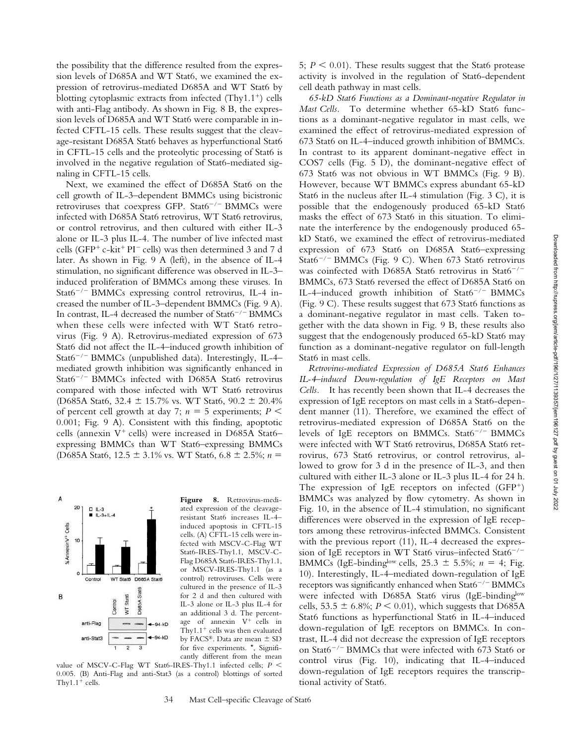the possibility that the difference resulted from the expression levels of D685A and WT Stat6, we examined the expression of retrovirus-mediated D685A and WT Stat6 by blotting cytoplasmic extracts from infected (Thy1.1$^+$) cells with anti-Flag antibody. As shown in Fig. 8 B, the expression levels of D685A and WT Stat6 were comparable in infected CFTL-15 cells. These results suggest that the cleavage-resistant D685A Stat6 behaves as hyperfunctional Stat6 in CFTL-15 cells and the proteolytic processing of Stat6 is involved in the negative regulation of Stat6-mediated signaling in CFTL-15 cells.

Next, we examined the effect of D685A Stat6 on the cell growth of IL-3–dependent BMMCs using bicistronic retroviruses that coexpress GFP. Stat6$^{-/-}$ BMMCs were infected with D685A Stat6 retrovirus, WT Stat6 retrovirus, or control retrovirus, and then cultured with either IL-3 alone or IL-3 plus IL-4. The number of live infected mast cells (GFP$^+$ c-kit$^+$ PI$^-$ cells) was then determined 3 and 7 d later. As shown in Fig. 9 A (left), in the absence of IL-4 stimulation, no significant difference was observed in IL-3–induced proliferation of BMMCs among these viruses. In Stat6$^{-/-}$ BMMCs expressing control retrovirus, IL-4 increased the number of IL-3–dependent BMMCs (Fig. 9 A). In contrast, IL-4 decreased the number of Stat6$^{-/-}$ BMMCs when these cells were infected with WT Stat6 retrovirus (Fig. 9 A). Retrovirus-mediated expression of 673 Stat6 did not affect the IL-4–induced growth inhibition of Stat6$^{-/-}$ BMMCs (unpublished data). Interestingly, IL-4–mediated growth inhibition was significantly enhanced in Stat6$^{-/-}$ BMMCs infected with D685A Stat6 retrovirus compared with those infected with WT Stat6 retrovirus (D685A Stat6, 32.4 ± 15.7% vs. WT Stat6, 90.2 ± 20.4% of percent cell growth at day 7; $n = 5$ experiments; $P < 0.001$; Fig. 9 A). Consistent with this finding, apoptotic cells (annexin V$^+$ cells) were increased in D685A Stat6–expressing BMMCs than WT Stat6–expressing BMMCs (D685A Stat6, 12.5 ± 3.1% vs. WT Stat6, 6.8 ± 2.5%; $n = 5$; $P < 0.01$). These results suggest that the Stat6 protease activity is involved in the regulation of Stat6-dependent cell death pathway in mast cells.

**Figure 8.** Retrovirus-mediated expression of the cleavage-resistant Stat6 increases IL-4–induced apoptosis in CFTL-15 cells. (A) CFTL-15 cells were infected with MSCV-C-Flag WT Stat6-IRES-Thy1.1, MSCV-C-Flag D685A Stat6-IRES-Thy1.1, or MSCV-IRES-Thy1.1 (as a control) retroviruses. Cells were cultured in the presence of IL-3 for 2 d and then cultured with IL-3 alone or IL-3 plus IL-4 for an additional 3 d. The percentage of annexin V$^+$ cells in Thy1.1$^+$ cells was then evaluated by FACS®. Data are mean ± SD for five experiments. *, Significantly different from the mean value of MSCV-C-Flag WT Stat6-IRES-Thy1.1 infected cells; $P < 0.005$. (B) Anti-Flag and anti-Stat3 (as a control) blottings of sorted Thy1.1$^+$ cells.

*65-kD Stat6 Functions as a Dominant-negative Regulator in Mast Cells.* To determine whether 65-kD Stat6 functions as a dominant-negative regulator in mast cells, we examined the effect of retrovirus-mediated expression of 673 Stat6 on IL-4–induced growth inhibition of BMMCs. In contrast to its apparent dominant-negative effect in COS7 cells (Fig. 5 D), the dominant-negative effect of 673 Stat6 was not obvious in WT BMMCs (Fig. 9 B). However, because WT BMMCs express abundant 65-kD Stat6 in the nucleus after IL-4 stimulation (Fig. 3 C), it is possible that the endogenously produced 65-kD Stat6 masks the effect of 673 Stat6 in this situation. To eliminate the interference by the endogenously produced 65-kD Stat6, we examined the effect of retrovirus-mediated expression of 673 Stat6 on D685A Stat6–expressing Stat6$^{-/-}$ BMMCs (Fig. 9 C). When 673 Stat6 retrovirus was coinfected with D685A Stat6 retrovirus in Stat6$^{-/-}$ BMMCs, 673 Stat6 reversed the effect of D685A Stat6 on IL-4–induced growth inhibition of Stat6$^{-/-}$ BMMCs (Fig. 9 C). These results suggest that 673 Stat6 functions as a dominant-negative regulator in mast cells. Taken together with the data shown in Fig. 9 B, these results also suggest that the endogenously produced 65-kD Stat6 may function as a dominant-negative regulator on full-length Stat6 in mast cells.

*Retrovirus-mediated Expression of D685A Stat6 Enhances IL-4–induced Down-regulation of IgE Receptors on Mast Cells.* It has recently been shown that IL-4 decreases the expression of IgE receptors on mast cells in a Stat6-dependent manner (11). Therefore, we examined the effect of retrovirus-mediated expression of D685A Stat6 on the levels of IgE receptors on BMMCs. Stat6$^{-/-}$ BMMCs were infected with WT Stat6 retrovirus, D685A Stat6 retrovirus, 673 Stat6 retrovirus, or control retrovirus, allowed to grow for 3 d in the presence of IL-3, and then cultured with either IL-3 alone or IL-3 plus IL-4 for 24 h. The expression of IgE receptors on infected (GFP$^+$) BMMCs was analyzed by flow cytometry. As shown in Fig. 10, in the absence of IL-4 stimulation, no significant differences were observed in the expression of IgE receptors among these retrovirus-infected BMMCs. Consistent with the previous report (11), IL-4 decreased the expression of IgE receptors in WT Stat6 virus–infected Stat6$^{-/-}$ BMMCs (IgE-binding$^{low}$ cells, 25.3 ± 5.5%; $n = 4$; Fig. 10). Interestingly, IL-4–mediated down-regulation of IgE receptors was significantly enhanced when Stat6$^{-/-}$ BMMCs were infected with D685A Stat6 virus (IgE-binding$^{low}$ cells, 53.5 ± 6.8%; $P < 0.01$), which suggests that D685A Stat6 functions as hyperfunctional Stat6 in IL-4–induced down-regulation of IgE receptors on BMMCs. In contrast, IL-4 did not decrease the expression of IgE receptors on Stat6$^{-/-}$ BMMCs that were infected with 673 Stat6 or control virus (Fig. 10), indicating that IL-4–induced down-regulation of IgE receptors requires the transcriptional activity of Stat6.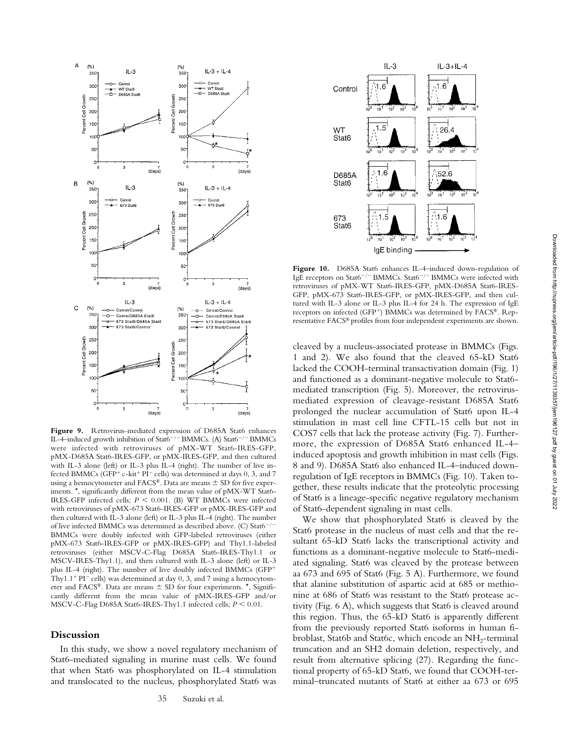**Figure 9.** Retrovirus-mediated expression of D685A Stat6 enhances IL-4–induced growth inhibition of Stat6$^{-/-}$ BMMCs. (A) Stat6$^{-/-}$ BMMCs were infected with retroviruses of pMX-WT Stat6-IRES-GFP, pMX-D685A Stat6-IRES-GFP, or pMX-IRES-GFP, and then cultured with IL-3 alone (left) or IL-3 plus IL-4 (right). The number of live infected BMMCs (GFP$^{+}$ c-kit$^{+}$ PI$^{-}$ cells) was determined at days 0, 3, and 7 using a hemocytometer and FACS®. Data are means ± SD for five experiments. *, significantly different from the mean value of pMX-WT Stat6-IRES-GFP infected cells; $P < 0.001$. (B) WT BMMCs were infected with retroviruses of pMX-673 Stat6-IRES-GFP or pMX-IRES-GFP and then cultured with IL-3 alone (left) or IL-3 plus IL-4 (right). The number of live infected BMMCs was determined as described above. (C) Stat6$^{-/-}$ BMMCs were doubly infected with GFP-labeled retroviruses (either pMX-673 Stat6-IRES-GFP or pMX-IRES-GFP) and Thy1.1-labeled retroviruses (either MSCV-C-Flag D685A Stat6-IRES-Thy1.1 or MSCV-IRES-Thy1.1), and then cultured with IL-3 alone (left) or IL-3 plus IL-4 (right). The number of live doubly infected BMMCs (GFP$^{+}$ Thy1.1$^{+}$ PI$^{-}$ cells) was determined at day 0, 3, and 7 using a hemocytometer and FACS®. Data are means ± SD for four experiments. *, Significantly different from the mean value of pMX-IRES-GFP and/or MSCV-C-Flag D685A Stat6-IRES-Thy1.1 infected cells; $P < 0.01$.

**Figure 10.** D685A Stat6 enhances IL-4–induced down-regulation of IgE receptors on Stat6$^{-/-}$ BMMCs. Stat6$^{-/-}$ BMMCs were infected with retroviruses of pMX-WT Stat6-IRES-GFP, pMX-D685A Stat6-IRES-GFP, pMX-673 Stat6-IRES-GFP, or pMX-IRES-GFP, and then cultured with IL-3 alone or IL-3 plus IL-4 for 24 h. The expression of IgE receptors on infected (GFP$^{+}$) BMMCs was determined by FACS®. Representative FACS® profiles from four independent experiments are shown.

## Discussion

In this study, we show a novel regulatory mechanism of Stat6-mediated signaling in murine mast cells. We found that when Stat6 was phosphorylated on IL-4 stimulation and translocated to the nucleus, phosphorylated Stat6 was cleaved by a nucleus-associated protease in BMMCs (Figs. 1 and 2). We also found that the cleaved 65-kD Stat6 lacked the COOH-terminal transactivation domain (Fig. 1) and functioned as a dominant-negative molecule to Stat6-mediated transcription (Fig. 5). Moreover, the retrovirus-mediated expression of cleavage-resistant D685A Stat6 prolonged the nuclear accumulation of Stat6 upon IL-4 stimulation in mast cell line CFTL-15 cells but not in COS7 cells that lack the protease activity (Fig. 7). Furthermore, the expression of D685A Stat6 enhanced IL-4–induced apoptosis and growth inhibition in mast cells (Figs. 8 and 9). D685A Stat6 also enhanced IL-4–induced down-regulation of IgE receptors in BMMCs (Fig. 10). Taken together, these results indicate that the proteolytic processing of Stat6 is a lineage-specific negative regulatory mechanism of Stat6-dependent signaling in mast cells.

We show that phosphorylated Stat6 is cleaved by the Stat6 protease in the nucleus of mast cells and that the resultant 65-kD Stat6 lacks the transcriptional activity and functions as a dominant-negative molecule to Stat6-mediated signaling. Stat6 was cleaved by the protease between aa 673 and 695 of Stat6 (Fig. 5 A). Furthermore, we found that alanine substitution of aspartic acid at 685 or methionine at 686 of Stat6 was resistant to the Stat6 protease activity (Fig. 6 A), which suggests that Stat6 is cleaved around this region. Thus, the 65-kD Stat6 is apparently different from the previously reported Stat6 isoforms in human fibroblast, Stat6b and Stat6c, which encode an $NH_2$-terminal truncation and an SH2 domain deletion, respectively, and result from alternative splicing (27). Regarding the functional property of 65-kD Stat6, we found that COOH-terminal–truncated mutants of Stat6 at either aa 673 or 695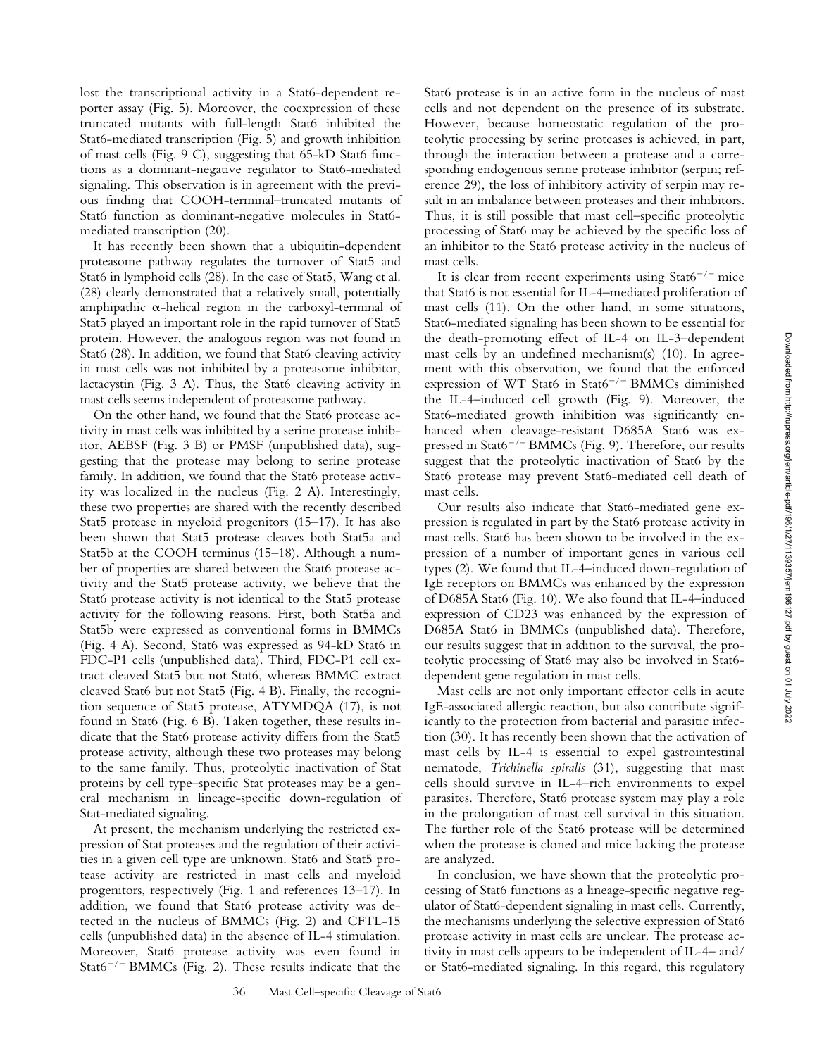lost the transcriptional activity in a Stat6-dependent reporter assay (Fig. 5). Moreover, the coexpression of these truncated mutants with full-length Stat6 inhibited the Stat6-mediated transcription (Fig. 5) and growth inhibition of mast cells (Fig. 9 C), suggesting that 65-kD Stat6 functions as a dominant-negative regulator to Stat6-mediated signaling. This observation is in agreement with the previous finding that COOH-terminal–truncated mutants of Stat6 function as dominant-negative molecules in Stat6-mediated transcription (20).

It has recently been shown that a ubiquitin-dependent proteasome pathway regulates the turnover of Stat5 and Stat6 in lymphoid cells (28). In the case of Stat5, Wang et al. (28) clearly demonstrated that a relatively small, potentially amphipathic α-helical region in the carboxyl-terminal of Stat5 played an important role in the rapid turnover of Stat5 protein. However, the analogous region was not found in Stat6 (28). In addition, we found that Stat6 cleaving activity in mast cells was not inhibited by a proteasome inhibitor, lactacystin (Fig. 3 A). Thus, the Stat6 cleaving activity in mast cells seems independent of proteasome pathway.

On the other hand, we found that the Stat6 protease activity in mast cells was inhibited by a serine protease inhibitor, AEBSF (Fig. 3 B) or PMSF (unpublished data), suggesting that the protease may belong to serine protease family. In addition, we found that the Stat6 protease activity was localized in the nucleus (Fig. 2 A). Interestingly, these two properties are shared with the recently described Stat5 protease in myeloid progenitors (15–17). It has also been shown that Stat5 protease cleaves both Stat5a and Stat5b at the COOH terminus (15–18). Although a number of properties are shared between the Stat6 protease activity and the Stat5 protease activity, we believe that the Stat6 protease activity is not identical to the Stat5 protease activity for the following reasons. First, both Stat5a and Stat5b were expressed as conventional forms in BMMCs (Fig. 4 A). Second, Stat6 was expressed as 94-kD Stat6 in FDC-P1 cells (unpublished data). Third, FDC-P1 cell extract cleaved Stat5 but not Stat6, whereas BMMC extract cleaved Stat6 but not Stat5 (Fig. 4 B). Finally, the recognition sequence of Stat5 protease, ATYMDQA (17), is not found in Stat6 (Fig. 6 B). Taken together, these results indicate that the Stat6 protease activity differs from the Stat5 protease activity, although these two proteases may belong to the same family. Thus, proteolytic inactivation of Stat proteins by cell type–specific Stat proteases may be a general mechanism in lineage-specific down-regulation of Stat-mediated signaling.

At present, the mechanism underlying the restricted expression of Stat proteases and the regulation of their activities in a given cell type are unknown. Stat6 and Stat5 protease activity are restricted in mast cells and myeloid progenitors, respectively (Fig. 1 and references 13–17). In addition, we found that Stat6 protease activity was detected in the nucleus of BMMCs (Fig. 2) and CFTL-15 cells (unpublished data) in the absence of IL-4 stimulation. Moreover, Stat6 protease activity was even found in Stat6$^{-/-}$ BMMCs (Fig. 2). These results indicate that the Stat6 protease is in an active form in the nucleus of mast cells and not dependent on the presence of its substrate. However, because homeostatic regulation of the proteolytic processing by serine proteases is achieved, in part, through the interaction between a protease and a corresponding endogenous serine protease inhibitor (serpin; reference 29), the loss of inhibitory activity of serpin may result in an imbalance between proteases and their inhibitors. Thus, it is still possible that mast cell–specific proteolytic processing of Stat6 may be achieved by the specific loss of an inhibitor to the Stat6 protease activity in the nucleus of mast cells.

It is clear from recent experiments using Stat6$^{-/-}$ mice that Stat6 is not essential for IL-4–mediated proliferation of mast cells (11). On the other hand, in some situations, Stat6-mediated signaling has been shown to be essential for the death-promoting effect of IL-4 on IL-3–dependent mast cells by an undefined mechanism(s) (10). In agreement with this observation, we found that the enforced expression of WT Stat6 in Stat6$^{-/-}$ BMMCs diminished the IL-4–induced cell growth (Fig. 9). Moreover, the Stat6-mediated growth inhibition was significantly enhanced when cleavage-resistant D685A Stat6 was expressed in Stat6$^{-/-}$ BMMCs (Fig. 9). Therefore, our results suggest that the proteolytic inactivation of Stat6 by the Stat6 protease may prevent Stat6-mediated cell death of mast cells.

Our results also indicate that Stat6-mediated gene expression is regulated in part by the Stat6 protease activity in mast cells. Stat6 has been shown to be involved in the expression of a number of important genes in various cell types (2). We found that IL-4–induced down-regulation of IgE receptors on BMMCs was enhanced by the expression of D685A Stat6 (Fig. 10). We also found that IL-4–induced expression of CD23 was enhanced by the expression of D685A Stat6 in BMMCs (unpublished data). Therefore, our results suggest that in addition to the survival, the proteolytic processing of Stat6 may also be involved in Stat6-dependent gene regulation in mast cells.

Mast cells are not only important effector cells in acute IgE-associated allergic reaction, but also contribute significantly to the protection from bacterial and parasitic infection (30). It has recently been shown that the activation of mast cells by IL-4 is essential to expel gastrointestinal nematode, *Trichinella spiralis* (31), suggesting that mast cells should survive in IL-4–rich environments to expel parasites. Therefore, Stat6 protease system may play a role in the prolongation of mast cell survival in this situation. The further role of the Stat6 protease will be determined when the protease is cloned and mice lacking the protease are analyzed.

In conclusion, we have shown that the proteolytic processing of Stat6 functions as a lineage-specific negative regulator of Stat6-dependent signaling in mast cells. Currently, the mechanisms underlying the selective expression of Stat6 protease activity in mast cells are unclear. The protease activity in mast cells appears to be independent of IL-4– and/or Stat6-mediated signaling. In this regard, this regulatory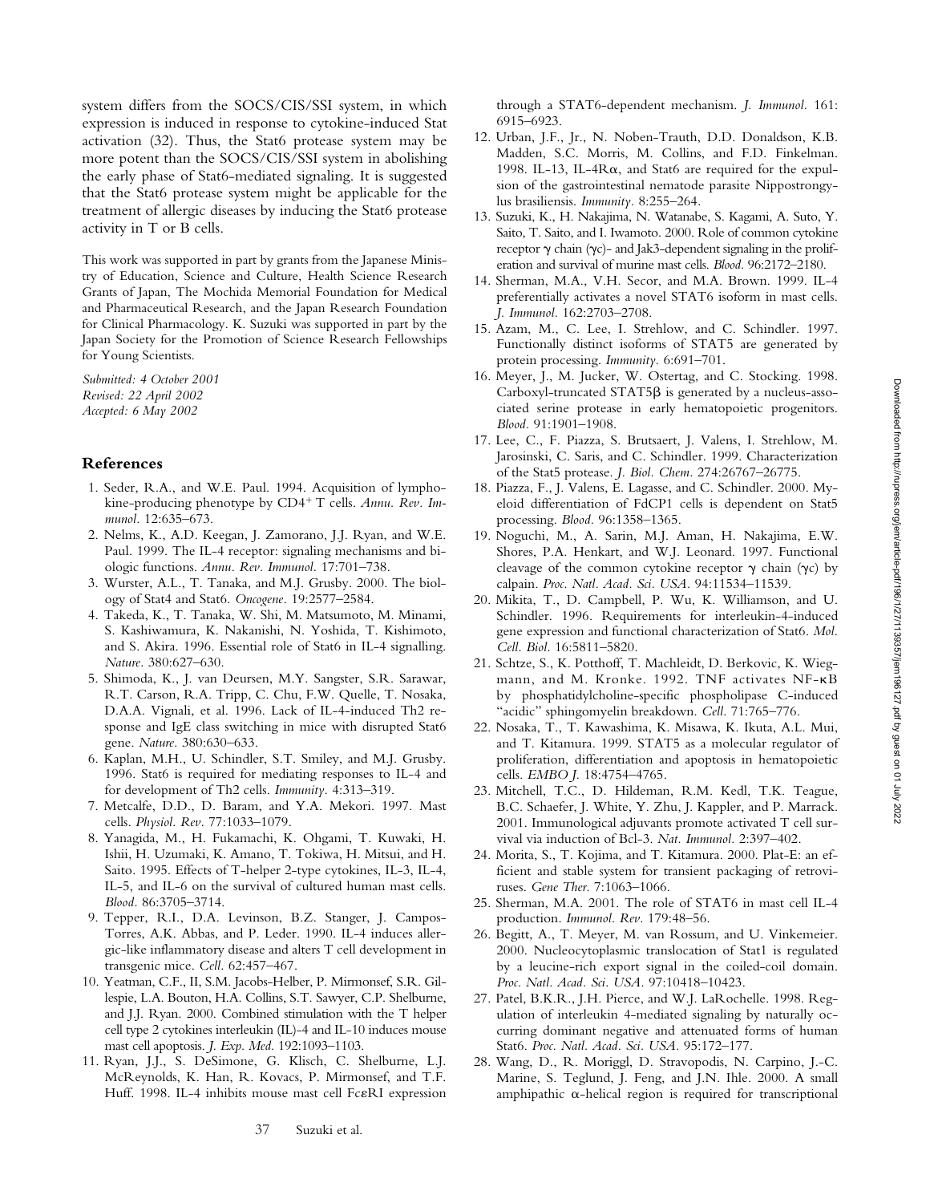system differs from the SOCS/CIS/SSI system, in which expression is induced in response to cytokine-induced Stat activation (32). Thus, the Stat6 protease system may be more potent than the SOCS/CIS/SSI system in abolishing the early phase of Stat6-mediated signaling. It is suggested that the Stat6 protease system might be applicable for the treatment of allergic diseases by inducing the Stat6 protease activity in T or B cells.

This work was supported in part by grants from the Japanese Ministry of Education, Science and Culture, Health Science Research Grants of Japan, The Mochida Memorial Foundation for Medical and Pharmaceutical Research, and the Japan Research Foundation for Clinical Pharmacology. K. Suzuki was supported in part by the Japan Society for the Promotion of Science Research Fellowships for Young Scientists.

*Submitted: 4 October 2001*
*Revised: 22 April 2002*
*Accepted: 6 May 2002*

## References

1. Seder, R.A., and W.E. Paul. 1994. Acquisition of lymphokine-producing phenotype by CD4+ T cells. *Annu. Rev. Immunol.* 12:635–673.
2. Nelms, K., A.D. Keegan, J. Zamorano, J.J. Ryan, and W.E. Paul. 1999. The IL-4 receptor: signaling mechanisms and biologic functions. *Annu. Rev. Immunol.* 17:701–738.
3. Wurster, A.L., T. Tanaka, and M.J. Grusby. 2000. The biology of Stat4 and Stat6. *Oncogene.* 19:2577–2584.
4. Takeda, K., T. Tanaka, W. Shi, M. Matsumoto, M. Minami, S. Kashiwamura, K. Nakanishi, N. Yoshida, T. Kishimoto, and S. Akira. 1996. Essential role of Stat6 in IL-4 signalling. *Nature.* 380:627–630.
5. Shimoda, K., J. van Deursen, M.Y. Sangster, S.R. Sarawar, R.T. Carson, R.A. Tripp, C. Chu, F.W. Quelle, T. Nosaka, D.A.A. Vignali, et al. 1996. Lack of IL-4-induced Th2 response and IgE class switching in mice with disrupted Stat6 gene. *Nature.* 380:630–633.
6. Kaplan, M.H., U. Schindler, S.T. Smiley, and M.J. Grusby. 1996. Stat6 is required for mediating responses to IL-4 and for development of Th2 cells. *Immunity.* 4:313–319.
7. Metcalfe, D.D., D. Baram, and Y.A. Mekori. 1997. Mast cells. *Physiol. Rev.* 77:1033–1079.
8. Yanagida, M., H. Fukamachi, K. Ohgami, T. Kuwaki, H. Ishii, H. Uzumaki, K. Amano, T. Tokiwa, H. Mitsui, and H. Saito. 1995. Effects of T-helper 2-type cytokines, IL-3, IL-4, IL-5, and IL-6 on the survival of cultured human mast cells. *Blood.* 86:3705–3714.
9. Tepper, R.I., D.A. Levinson, B.Z. Stanger, J. Campos-Torres, A.K. Abbas, and P. Leder. 1990. IL-4 induces allergic-like inflammatory disease and alters T cell development in transgenic mice. *Cell.* 62:457–467.
10. Yeatman, C.F., II, S.M. Jacobs-Helber, P. Mirmonsef, S.R. Gillespie, L.A. Bouton, H.A. Collins, S.T. Sawyer, C.P. Shelburne, and J.J. Ryan. 2000. Combined stimulation with the T helper cell type 2 cytokines interleukin (IL)-4 and IL-10 induces mouse mast cell apoptosis. *J. Exp. Med.* 192:1093–1103.
11. Ryan, J.J., S. DeSimone, G. Klisch, C. Shelburne, L.J. McReynolds, K. Han, R. Kovacs, P. Mirmonsef, and T.F. Huff. 1998. IL-4 inhibits mouse mast cell FcεRI expression through a STAT6-dependent mechanism. *J. Immunol.* 161: 6915–6923.
12. Urban, J.F., Jr., N. Noben-Trauth, D.D. Donaldson, K.B. Madden, S.C. Morris, M. Collins, and F.D. Finkelman. 1998. IL-13, IL-4Rα, and Stat6 are required for the expulsion of the gastrointestinal nematode parasite Nippostrongylus brasiliensis. *Immunity.* 8:255–264.
13. Suzuki, K., H. Nakajima, N. Watanabe, S. Kagami, A. Suto, Y. Saito, T. Saito, and I. Iwamoto. 2000. Role of common cytokine receptor γ chain (γc)- and Jak3-dependent signaling in the proliferation and survival of murine mast cells. *Blood.* 96:2172–2180.
14. Sherman, M.A., V.H. Secor, and M.A. Brown. 1999. IL-4 preferentially activates a novel STAT6 isoform in mast cells. *J. Immunol.* 162:2703–2708.
15. Azam, M., C. Lee, I. Strehlow, and C. Schindler. 1997. Functionally distinct isoforms of STAT5 are generated by protein processing. *Immunity.* 6:691–701.
16. Meyer, J., M. Jucker, W. Ostertag, and C. Stocking. 1998. Carboxyl-truncated STAT5β is generated by a nucleus-associated serine protease in early hematopoietic progenitors. *Blood.* 91:1901–1908.
17. Lee, C., F. Piazza, S. Brutsaert, J. Valens, I. Strehlow, M. Jarosinski, C. Saris, and C. Schindler. 1999. Characterization of the Stat5 protease. *J. Biol. Chem.* 274:26767–26775.
18. Piazza, F., J. Valens, E. Lagasse, and C. Schindler. 2000. Myeloid differentiation of FdCP1 cells is dependent on Stat5 processing. *Blood.* 96:1358–1365.
19. Noguchi, M., A. Sarin, M.J. Aman, H. Nakajima, E.W. Shores, P.A. Henkart, and W.J. Leonard. 1997. Functional cleavage of the common cytokine receptor γ chain (γc) by calpain. *Proc. Natl. Acad. Sci. USA.* 94:11534–11539.
20. Mikita, T., D. Campbell, P. Wu, K. Williamson, and U. Schindler. 1996. Requirements for interleukin-4-induced gene expression and functional characterization of Stat6. *Mol. Cell. Biol.* 16:5811–5820.
21. Schtze, S., K. Potthoff, T. Machleidt, D. Berkovic, K. Wiegmann, and M. Kronke. 1992. TNF activates NF-κB by phosphatidylcholine-specific phospholipase C-induced "acidic" sphingomyelin breakdown. *Cell.* 71:765–776.
22. Nosaka, T., T. Kawashima, K. Misawa, K. Ikuta, A.L. Mui, and T. Kitamura. 1999. STAT5 as a molecular regulator of proliferation, differentiation and apoptosis in hematopoietic cells. *EMBO J.* 18:4754–4765.
23. Mitchell, T.C., D. Hildeman, R.M. Kedl, T.K. Teague, B.C. Schaefer, J. White, Y. Zhu, J. Kappler, and P. Marrack. 2001. Immunological adjuvants promote activated T cell survival via induction of Bcl-3. *Nat. Immunol.* 2:397–402.
24. Morita, S., T. Kojima, and T. Kitamura. 2000. Plat-E: an efficient and stable system for transient packaging of retroviruses. *Gene Ther.* 7:1063–1066.
25. Sherman, M.A. 2001. The role of STAT6 in mast cell IL-4 production. *Immunol. Rev.* 179:48–56.
26. Begitt, A., T. Meyer, M. van Rossum, and U. Vinkemeier. 2000. Nucleocytoplasmic translocation of Stat1 is regulated by a leucine-rich export signal in the coiled-coil domain. *Proc. Natl. Acad. Sci. USA.* 97:10418–10423.
27. Patel, B.K.R., J.H. Pierce, and W.J. LaRochelle. 1998. Regulation of interleukin 4-mediated signaling by naturally occurring dominant negative and attenuated forms of human Stat6. *Proc. Natl. Acad. Sci. USA.* 95:172–177.
28. Wang, D., R. Moriggl, D. Stravopodis, N. Carpino, J.-C. Marine, S. Teglund, J. Feng, and J.N. Ihle. 2000. A small amphipathic α-helical region is required for transcriptional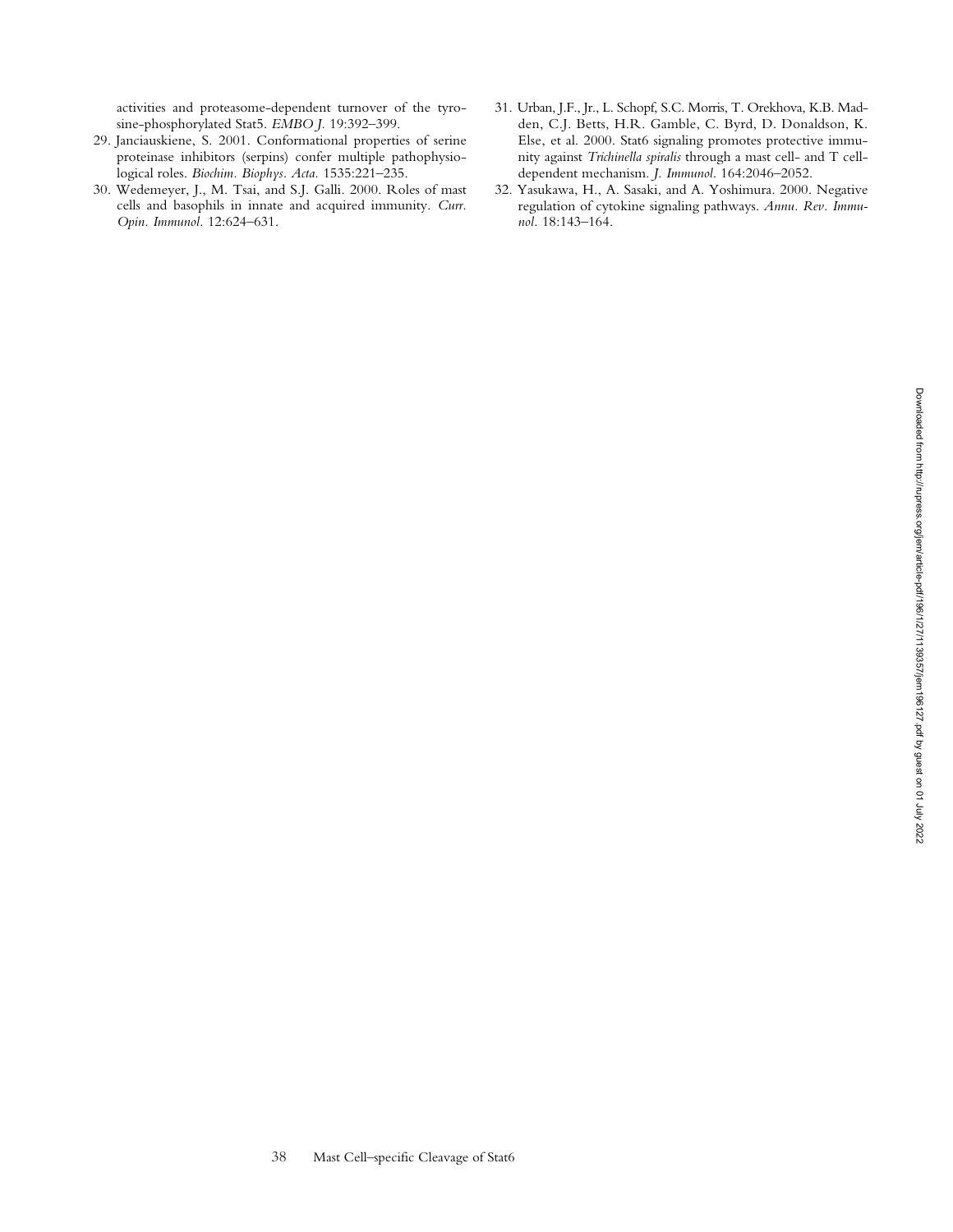activities and proteasome-dependent turnover of the tyrosine-phosphorylated Stat5. *EMBO J.* 19:392–399.

29. Janciauskiene, S. 2001. Conformational properties of serine proteinase inhibitors (serpins) confer multiple pathophysiological roles. *Biochim. Biophys. Acta.* 1535:221–235.
30. Wedemeyer, J., M. Tsai, and S.J. Galli. 2000. Roles of mast cells and basophils in innate and acquired immunity. *Curr. Opin. Immunol.* 12:624–631.
31. Urban, J.F., Jr., L. Schopf, S.C. Morris, T. Orekhova, K.B. Madden, C.J. Betts, H.R. Gamble, C. Byrd, D. Donaldson, K. Else, et al. 2000. Stat6 signaling promotes protective immunity against *Trichinella spiralis* through a mast cell- and T cell-dependent mechanism. *J. Immunol.* 164:2046–2052.
32. Yasukawa, H., A. Sasaki, and A. Yoshimura. 2000. Negative regulation of cytokine signaling pathways. *Annu. Rev. Immunol.* 18:143–164.